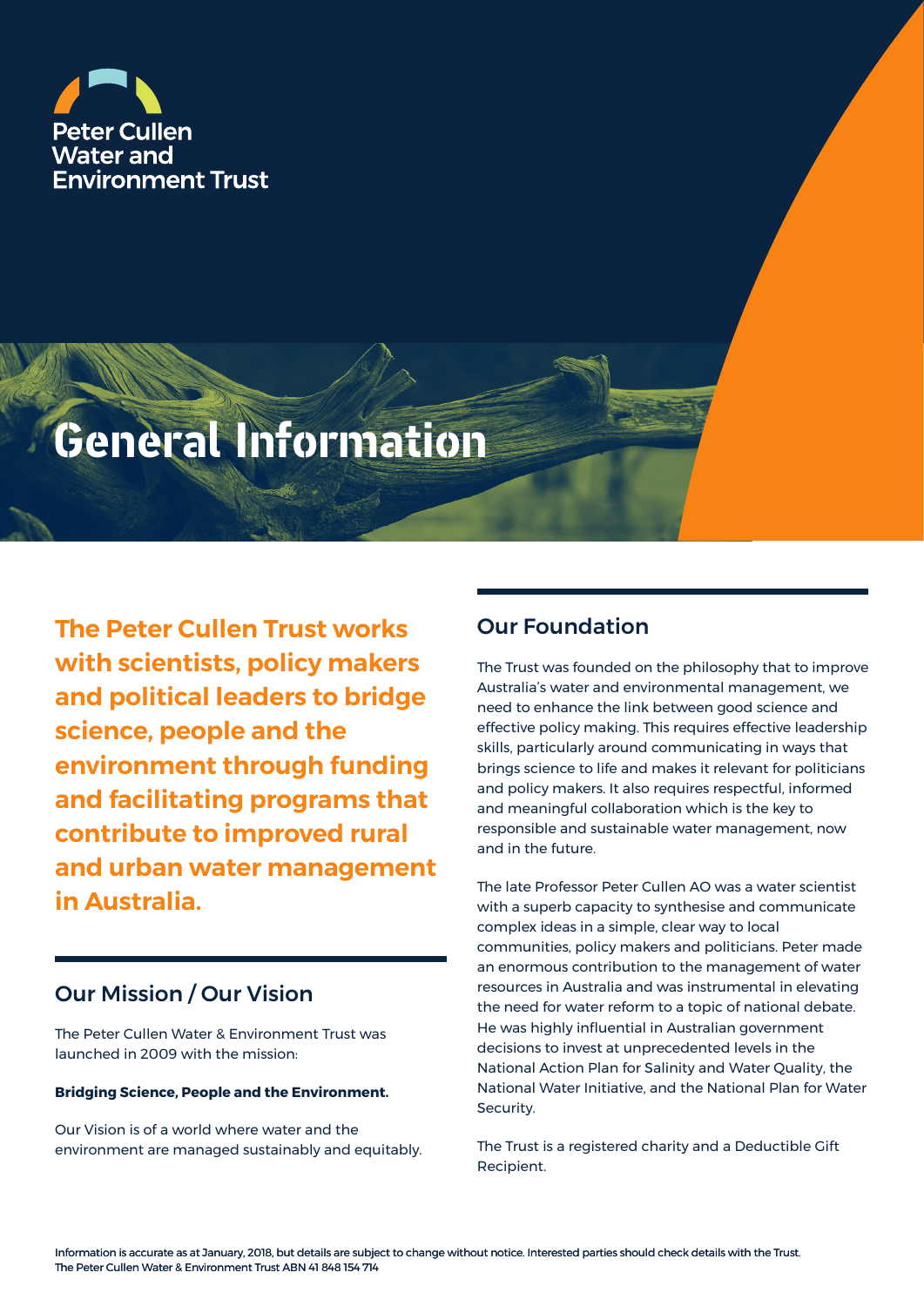Peter Cullen Water and Environment Trust

# General Information

**The Peter Cullen Trust works with scientists, policy makers and political leaders to bridge science, people and the environment through funding and facilitating programs that contribute to improved rural and urban water management in Australia.**

## Our Mission / Our Vision

The Peter Cullen Water & Environment Trust was launched in 2009 with the mission:

**Bridging Science, People and the Environment.**

Our Vision is of a world where water and the environment are managed sustainably and equitably.

## Our Foundation

The Trust was founded on the philosophy that to improve Australia's water and environmental management, we need to enhance the link between good science and effective policy making. This requires effective leadership skills, particularly around communicating in ways that brings science to life and makes it relevant for politicians and policy makers. It also requires respectful, informed and meaningful collaboration which is the key to responsible and sustainable water management, now and in the future.

The late Professor Peter Cullen AO was a water scientist with a superb capacity to synthesise and communicate complex ideas in a simple, clear way to local communities, policy makers and politicians. Peter made an enormous contribution to the management of water resources in Australia and was instrumental in elevating the need for water reform to a topic of national debate. He was highly influential in Australian government decisions to invest at unprecedented levels in the National Action Plan for Salinity and Water Quality, the National Water Initiative, and the National Plan for Water Security.

The Trust is a registered charity and a Deductible Gift Recipient.

Information is accurate as at January, 2018, but details are subject to change without notice. Interested parties should check details with the Trust.
The Peter Cullen Water & Environment Trust ABN 41 848 154 714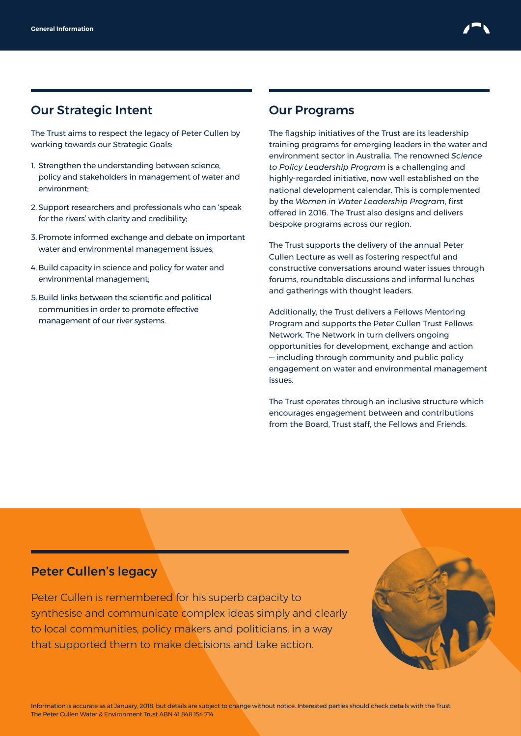## Our Strategic Intent

The Trust aims to respect the legacy of Peter Cullen by working towards our Strategic Goals:

1. Strengthen the understanding between science, policy and stakeholders in management of water and environment;
2. Support researchers and professionals who can 'speak for the rivers' with clarity and credibility;
3. Promote informed exchange and debate on important water and environmental management issues;
4. Build capacity in science and policy for water and environmental management;
5. Build links between the scientific and political communities in order to promote effective management of our river systems.

## Our Programs

The flagship initiatives of the Trust are its leadership training programs for emerging leaders in the water and environment sector in Australia. The renowned *Science to Policy Leadership Program* is a challenging and highly-regarded initiative, now well established on the national development calendar. This is complemented by the *Women in Water Leadership Program*, first offered in 2016. The Trust also designs and delivers bespoke programs across our region.

The Trust supports the delivery of the annual Peter Cullen Lecture as well as fostering respectful and constructive conversations around water issues through forums, roundtable discussions and informal lunches and gatherings with thought leaders.

Additionally, the Trust delivers a Fellows Mentoring Program and supports the Peter Cullen Trust Fellows Network. The Network in turn delivers ongoing opportunities for development, exchange and action — including through community and public policy engagement on water and environmental management issues.

The Trust operates through an inclusive structure which encourages engagement between and contributions from the Board, Trust staff, the Fellows and Friends.

## Peter Cullen's legacy

Peter Cullen is remembered for his superb capacity to synthesise and communicate complex ideas simply and clearly to local communities, policy makers and politicians, in a way that supported them to make decisions and take action.

Information is accurate as at January, 2018, but details are subject to change without notice. Interested parties should check details with the Trust.
The Peter Cullen Water & Environment Trust ABN 41 848 154 714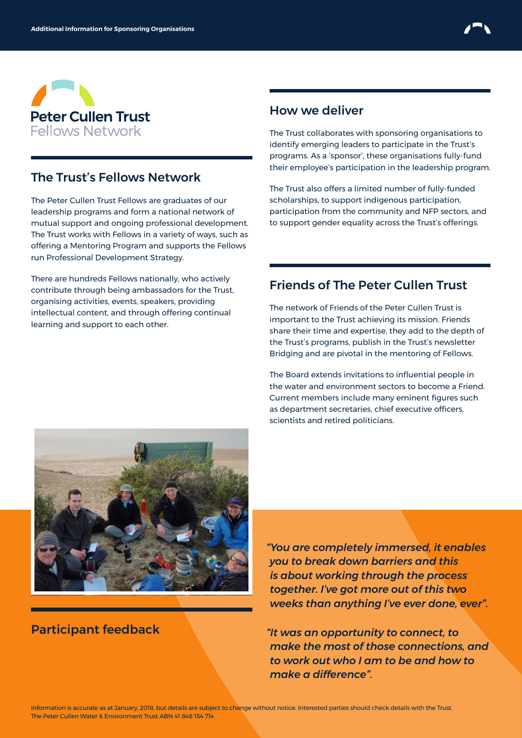Peter Cullen Trust
Fellows Network

## The Trust's Fellows Network

The Peter Cullen Trust Fellows are graduates of our leadership programs and form a national network of mutual support and ongoing professional development. The Trust works with Fellows in a variety of ways, such as offering a Mentoring Program and supports the Fellows run Professional Development Strategy.

There are hundreds Fellows nationally, who actively contribute through being ambassadors for the Trust, organising activities, events, speakers, providing intellectual content, and through offering continual learning and support to each other.

## How we deliver

The Trust collaborates with sponsoring organisations to identify emerging leaders to participate in the Trust's programs. As a 'sponsor', these organisations fully-fund their employee's participation in the leadership program.

The Trust also offers a limited number of fully-funded scholarships, to support indigenous participation, participation from the community and NFP sectors, and to support gender equality across the Trust's offerings.

## Friends of The Peter Cullen Trust

The network of Friends of the Peter Cullen Trust is important to the Trust achieving its mission. Friends share their time and expertise, they add to the depth of the Trust's programs, publish in the Trust's newsletter Bridging and are pivotal in the mentoring of Fellows.

The Board extends invitations to influential people in the water and environment sectors to become a Friend. Current members include many eminent figures such as department secretaries, chief executive officers, scientists and retired politicians.

## Participant feedback

***"You are completely immersed, it enables you to break down barriers and this is about working through the process together. I've got more out of this two weeks than anything I've ever done, ever".***

***"It was an opportunity to connect, to make the most of those connections, and to work out who I am to be and how to make a difference".***

Information is accurate as at January, 2018, but details are subject to change without notice. Interested parties should check details with the Trust.
The Peter Cullen Water & Environment Trust ABN 41 848 154 714